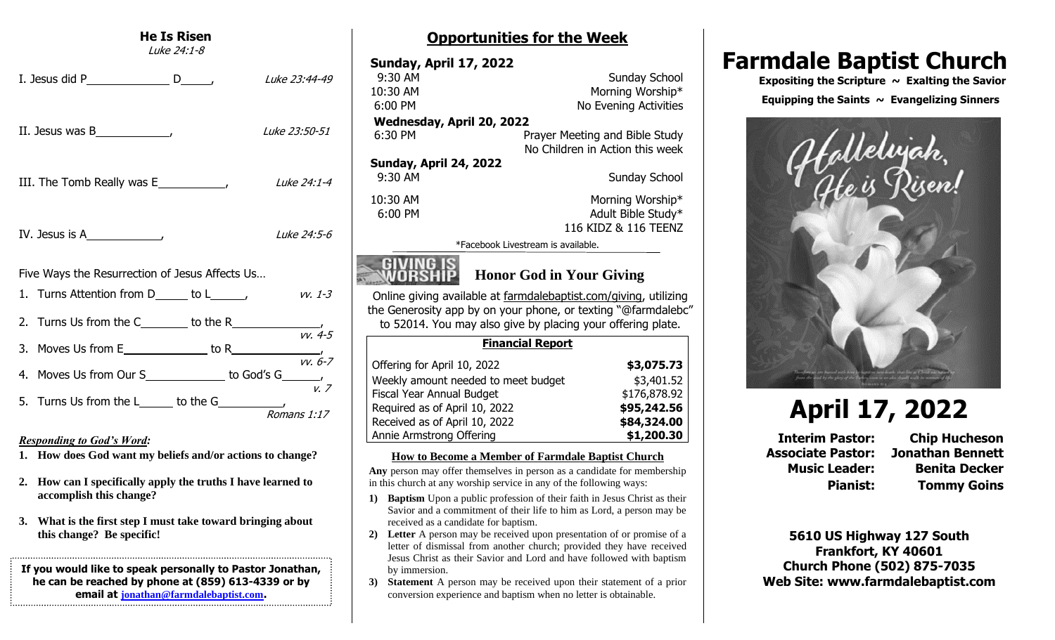## He Is Risen

*Luke 24:1-8*

I. Jesus did P_____________ D_____, *Luke 23:44-49*

II. Jesus was B____________, *Luke 23:50-51*

III. The Tomb Really was E___________, *Luke 24:1-4*

IV. Jesus is A____________, *Luke 24:5-6*

Five Ways the Resurrection of Jesus Affects Us…

1. Turns Attention from D_____ to L_____, *vv. 1-3*
2. Turns Us from the C_______ to the R______________, *vv. 4-5*
3. Moves Us from E_____________ to R______________, *vv. 6-7*
4. Moves Us from Our S_____________ to God's G______, *v. 7*
5. Turns Us from the L_____ to the G__________, *Romans 1:17*

***Responding to God's Word:***

1. **How does God want my beliefs and/or actions to change?**
2. **How can I specifically apply the truths I have learned to accomplish this change?**
3. **What is the first step I must take toward bringing about this change? Be specific!**

**If you would like to speak personally to Pastor Jonathan, he can be reached by phone at (859) 613-4339 or by email at jonathan@farmdalebaptist.com.**

## Opportunities for the Week

**Sunday, April 17, 2022**

| | |
|---|---|
| 9:30 AM | Sunday School |
| 10:30 AM | Morning Worship* |
| 6:00 PM | No Evening Activities |

**Wednesday, April 20, 2022**

| | |
|---|---|
| 6:30 PM | Prayer Meeting and Bible Study<br>No Children in Action this week |

**Sunday, April 24, 2022**

| | |
|---|---|
| 9:30 AM | Sunday School |
| 10:30 AM | Morning Worship* |
| 6:00 PM | Adult Bible Study*<br>116 KIDZ & 116 TEENZ |

*Facebook Livestream is available.

GIVING IS WORSHIP

### Honor God in Your Giving

Online giving available at farmdalebaptist.com/giving, utilizing the Generosity app by on your phone, or texting "@farmdalebc" to 52014. You may also give by placing your offering plate.

| Financial Report | |
|---|---|
| Offering for April 10, 2022 | **$3,075.73** |
| Weekly amount needed to meet budget | $3,401.52 |
| Fiscal Year Annual Budget | $176,878.92 |
| Required as of April 10, 2022 | **$95,242.56** |
| Received as of April 10, 2022 | **$84,324.00** |
| Annie Armstrong Offering | **$1,200.30** |

### How to Become a Member of Farmdale Baptist Church

**Any** person may offer themselves in person as a candidate for membership in this church at any worship service in any of the following ways:

1) **Baptism** Upon a public profession of their faith in Jesus Christ as their Savior and a commitment of their life to him as Lord, a person may be received as a candidate for baptism.
2) **Letter** A person may be received upon presentation of or promise of a letter of dismissal from another church; provided they have received Jesus Christ as their Savior and Lord and have followed with baptism by immersion.
3) **Statement** A person may be received upon their statement of a prior conversion experience and baptism when no letter is obtainable.

# Farmdale Baptist Church

**Expositing the Scripture ~ Exalting the Savior**

**Equipping the Saints ~ Evangelizing Sinners**

Hallelujah, He is Risen!

# April 17, 2022

| | |
|---|---|
| **Interim Pastor:** | **Chip Hucheson** |
| **Associate Pastor:** | **Jonathan Bennett** |
| **Music Leader:** | **Benita Decker** |
| **Pianist:** | **Tommy Goins** |

**5610 US Highway 127 South**
**Frankfort, KY 40601**
**Church Phone (502) 875-7035**
**Web Site: www.farmdalebaptist.com**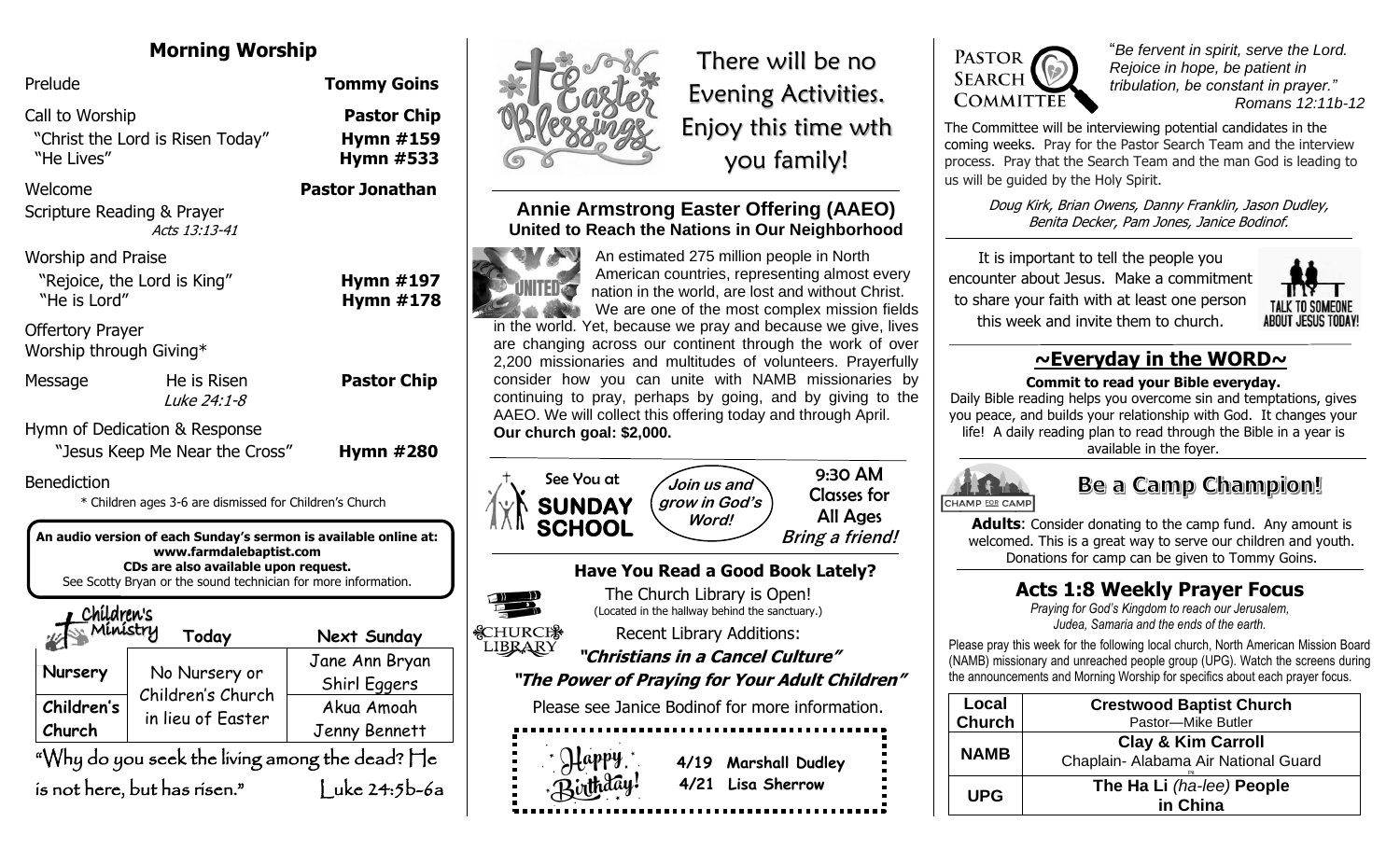## Morning Worship

| | | |
|---|---|---|
| Prelude | | **Tommy Goins** |
| Call to Worship | | **Pastor Chip** |
| "Christ the Lord is Risen Today" | | **Hymn #159** |
| "He Lives" | | **Hymn #533** |
| Welcome | | **Pastor Jonathan** |
| Scripture Reading & Prayer | *Acts 13:13-41* | |
| Worship and Praise | | |
| "Rejoice, the Lord is King" | | **Hymn #197** |
| "He is Lord" | | **Hymn #178** |
| Offertory Prayer | | |
| Worship through Giving* | | |
| Message | He is Risen *Luke 24:1-8* | **Pastor Chip** |
| Hymn of Dedication & Response | | |
| "Jesus Keep Me Near the Cross" | | **Hymn #280** |
| Benediction | | |

\* Children ages 3-6 are dismissed for Children's Church

**An audio version of each Sunday's sermon is available online at: www.farmdalebaptist.com**
**CDs are also available upon request.**
See Scotty Bryan or the sound technician for more information.

### Children's Ministry

| | Today | Next Sunday |
|---|---|---|
| Nursery | No Nursery or Children's Church in lieu of Easter | Jane Ann Bryan<br>Shirl Eggers |
| Children's Church | | Akua Amoah<br>Jenny Bennett |

"Why do you seek the living among the dead? He is not here, but has risen." Luke 24:5b-6a

Easter Blessings

There will be no Evening Activities. Enjoy this time wth you family!

### Annie Armstrong Easter Offering (AAEO)
**United to Reach the Nations in Our Neighborhood**

An estimated 275 million people in North American countries, representing almost every nation in the world, are lost and without Christ. We are one of the most complex mission fields in the world. Yet, because we pray and because we give, lives are changing across our continent through the work of over 2,200 missionaries and multitudes of volunteers. Prayerfully consider how you can unite with NAMB missionaries by continuing to pray, perhaps by going, and by giving to the AAEO. We will collect this offering today and through April.
**Our church goal: $2,000.**

See You at **SUNDAY SCHOOL**

*Join us and grow in God's Word!*

9:30 AM Classes for All Ages
*Bring a friend!*

### Have You Read a Good Book Lately?

CHURCH LIBRARY

The Church Library is Open!
(Located in the hallway behind the sanctuary.)

Recent Library Additions:

***"Christians in a Cancel Culture"***

***"The Power of Praying for Your Adult Children"***

Please see Janice Bodinof for more information.

Happy Birthday!

**4/19 Marshall Dudley**
**4/21 Lisa Sherrow**

PASTOR SEARCH COMMITTEE

"*Be fervent in spirit, serve the Lord. Rejoice in hope, be patient in tribulation, be constant in prayer." Romans 12:11b-12*

The Committee will be interviewing potential candidates in the coming weeks. Pray for the Pastor Search Team and the interview process. Pray that the Search Team and the man God is leading to us will be guided by the Holy Spirit.

*Doug Kirk, Brian Owens, Danny Franklin, Jason Dudley, Benita Decker, Pam Jones, Janice Bodinof.*

It is important to tell the people you encounter about Jesus. Make a commitment to share your faith with at least one person this week and invite them to church.

TALK TO SOMEONE ABOUT JESUS TODAY!

### ~Everyday in the WORD~

**Commit to read your Bible everyday.**
Daily Bible reading helps you overcome sin and temptations, gives you peace, and builds your relationship with God. It changes your life! A daily reading plan to read through the Bible in a year is available in the foyer.

### Be a Camp Champion!

CHAMP FOR CAMP

**Adults**: Consider donating to the camp fund. Any amount is welcomed. This is a great way to serve our children and youth. Donations for camp can be given to Tommy Goins.

### Acts 1:8 Weekly Prayer Focus

*Praying for God's Kingdom to reach our Jerusalem, Judea, Samaria and the ends of the earth.*

Please pray this week for the following local church, North American Mission Board (NAMB) missionary and unreached people group (UPG). Watch the screens during the announcements and Morning Worship for specifics about each prayer focus.

| | |
|---|---|
| **Local Church** | **Crestwood Baptist Church**<br>Pastor—Mike Butler |
| **NAMB** | **Clay & Kim Carroll**<br>Chaplain- Alabama Air National Guard |
| **UPG** | **The Ha Li** *(ha-lee)* **People in China** |